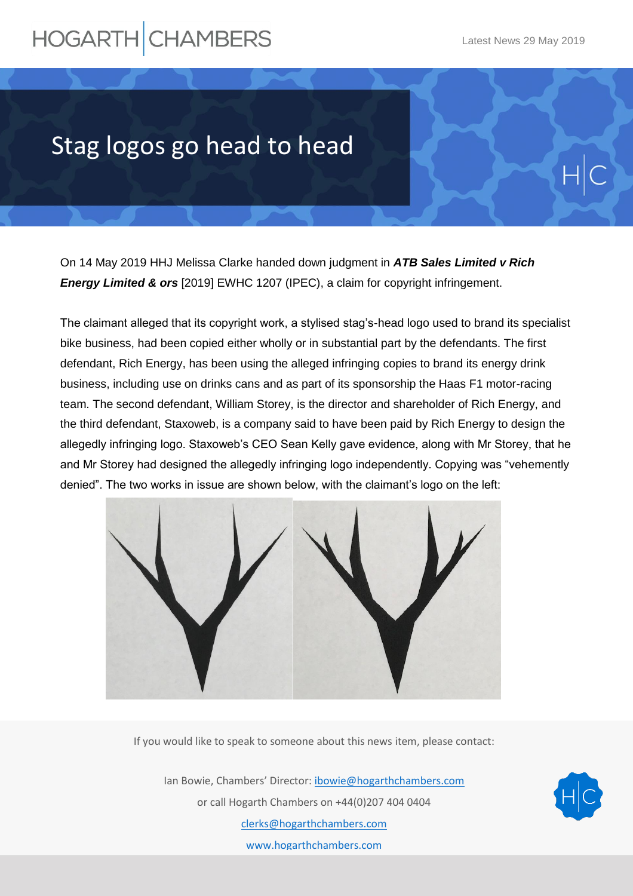# HOGARTH CHAMBERS

Latest News 29 May 2019

## Stag logos go head to head

On 14 May 2019 HHJ Melissa Clarke handed down judgment in ***ATB Sales Limited v Rich Energy Limited & ors*** [2019] EWHC 1207 (IPEC), a claim for copyright infringement.

The claimant alleged that its copyright work, a stylised stag's-head logo used to brand its specialist bike business, had been copied either wholly or in substantial part by the defendants. The first defendant, Rich Energy, has been using the alleged infringing copies to brand its energy drink business, including use on drinks cans and as part of its sponsorship the Haas F1 motor-racing team. The second defendant, William Storey, is the director and shareholder of Rich Energy, and the third defendant, Staxoweb, is a company said to have been paid by Rich Energy to design the allegedly infringing logo. Staxoweb's CEO Sean Kelly gave evidence, along with Mr Storey, that he and Mr Storey had designed the allegedly infringing logo independently. Copying was "vehemently denied". The two works in issue are shown below, with the claimant's logo on the left:

If you would like to speak to someone about this news item, please contact:

Ian Bowie, Chambers' Director: ibowie@hogarthchambers.com

or call Hogarth Chambers on +44(0)207 404 0404

clerks@hogarthchambers.com

www.hogarthchambers.com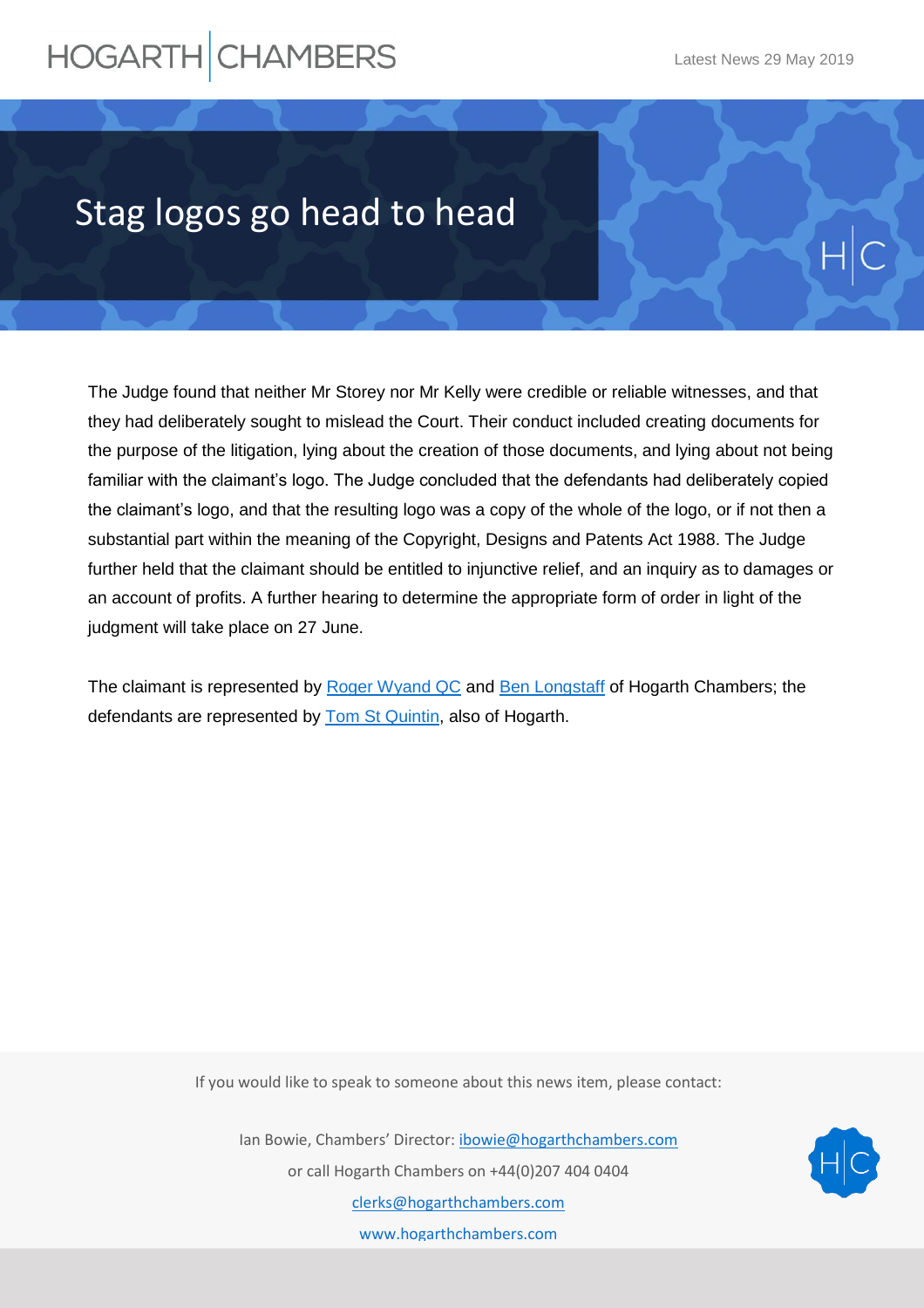# Stag logos go head to head

The Judge found that neither Mr Storey nor Mr Kelly were credible or reliable witnesses, and that they had deliberately sought to mislead the Court. Their conduct included creating documents for the purpose of the litigation, lying about the creation of those documents, and lying about not being familiar with the claimant's logo. The Judge concluded that the defendants had deliberately copied the claimant's logo, and that the resulting logo was a copy of the whole of the logo, or if not then a substantial part within the meaning of the Copyright, Designs and Patents Act 1988. The Judge further held that the claimant should be entitled to injunctive relief, and an inquiry as to damages or an account of profits. A further hearing to determine the appropriate form of order in light of the judgment will take place on 27 June.

The claimant is represented by Roger Wyand QC and Ben Longstaff of Hogarth Chambers; the defendants are represented by Tom St Quintin, also of Hogarth.

If you would like to speak to someone about this news item, please contact:

Ian Bowie, Chambers' Director: ibowie@hogarthchambers.com
or call Hogarth Chambers on +44(0)207 404 0404
clerks@hogarthchambers.com
www.hogarthchambers.com